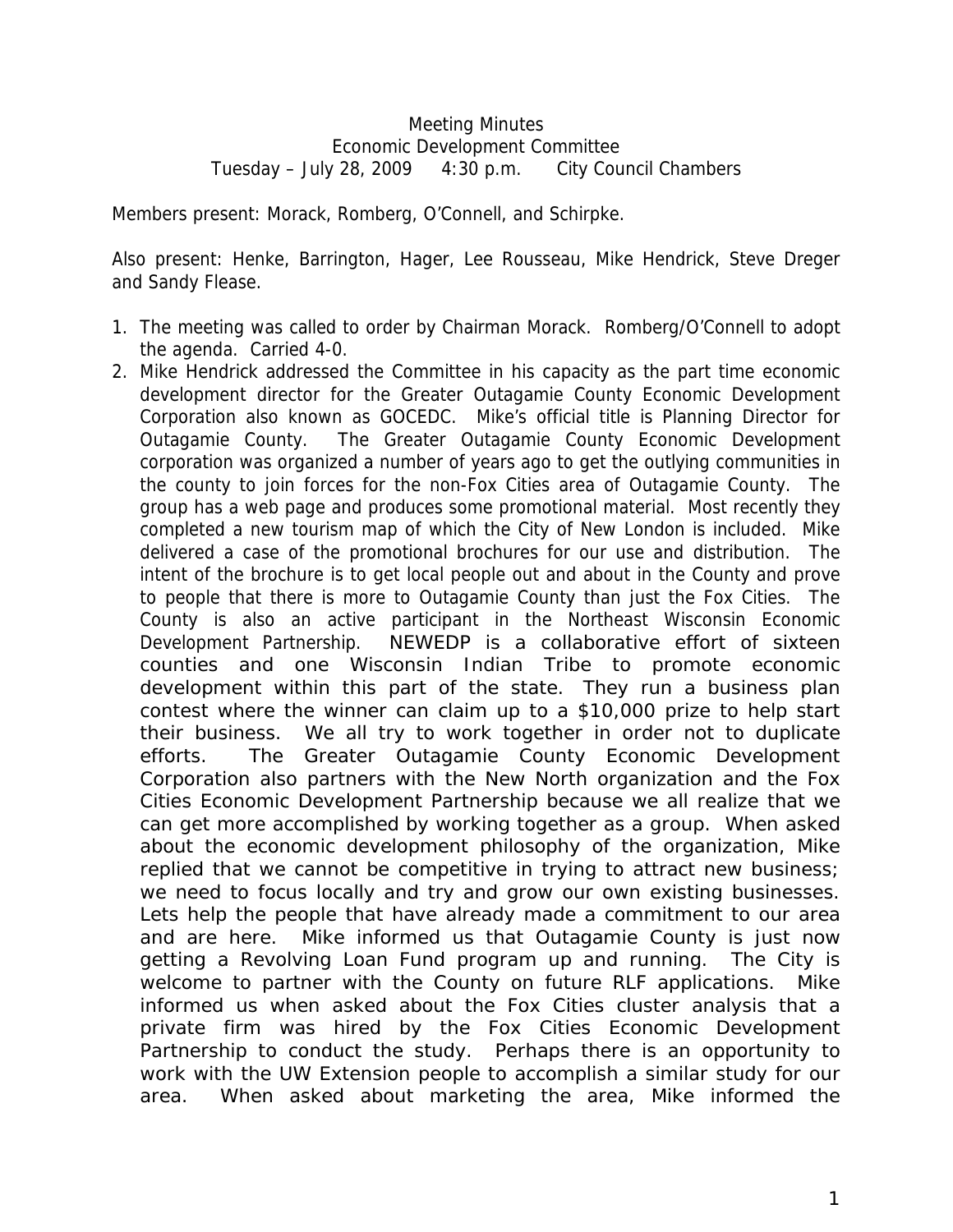Meeting Minutes
Economic Development Committee
Tuesday – July 28, 2009 4:30 p.m. City Council Chambers

Members present: Morack, Romberg, O'Connell, and Schirpke.

Also present: Henke, Barrington, Hager, Lee Rousseau, Mike Hendrick, Steve Dreger and Sandy Flease.

1. The meeting was called to order by Chairman Morack. Romberg/O'Connell to adopt the agenda. Carried 4-0.
2. Mike Hendrick addressed the Committee in his capacity as the part time economic development director for the Greater Outagamie County Economic Development Corporation also known as GOCEDC. Mike's official title is Planning Director for Outagamie County. The Greater Outagamie County Economic Development corporation was organized a number of years ago to get the outlying communities in the county to join forces for the non-Fox Cities area of Outagamie County. The group has a web page and produces some promotional material. Most recently they completed a new tourism map of which the City of New London is included. Mike delivered a case of the promotional brochures for our use and distribution. The intent of the brochure is to get local people out and about in the County and prove to people that there is more to Outagamie County than just the Fox Cities. The County is also an active participant in the Northeast Wisconsin Economic Development Partnership. NEWEDP is a collaborative effort of sixteen counties and one Wisconsin Indian Tribe to promote economic development within this part of the state. They run a business plan contest where the winner can claim up to a $10,000 prize to help start their business. We all try to work together in order not to duplicate efforts. The Greater Outagamie County Economic Development Corporation also partners with the New North organization and the Fox Cities Economic Development Partnership because we all realize that we can get more accomplished by working together as a group. When asked about the economic development philosophy of the organization, Mike replied that we cannot be competitive in trying to attract new business; we need to focus locally and try and grow our own existing businesses. Lets help the people that have already made a commitment to our area and are here. Mike informed us that Outagamie County is just now getting a Revolving Loan Fund program up and running. The City is welcome to partner with the County on future RLF applications. Mike informed us when asked about the Fox Cities cluster analysis that a private firm was hired by the Fox Cities Economic Development Partnership to conduct the study. Perhaps there is an opportunity to work with the UW Extension people to accomplish a similar study for our area. When asked about marketing the area, Mike informed the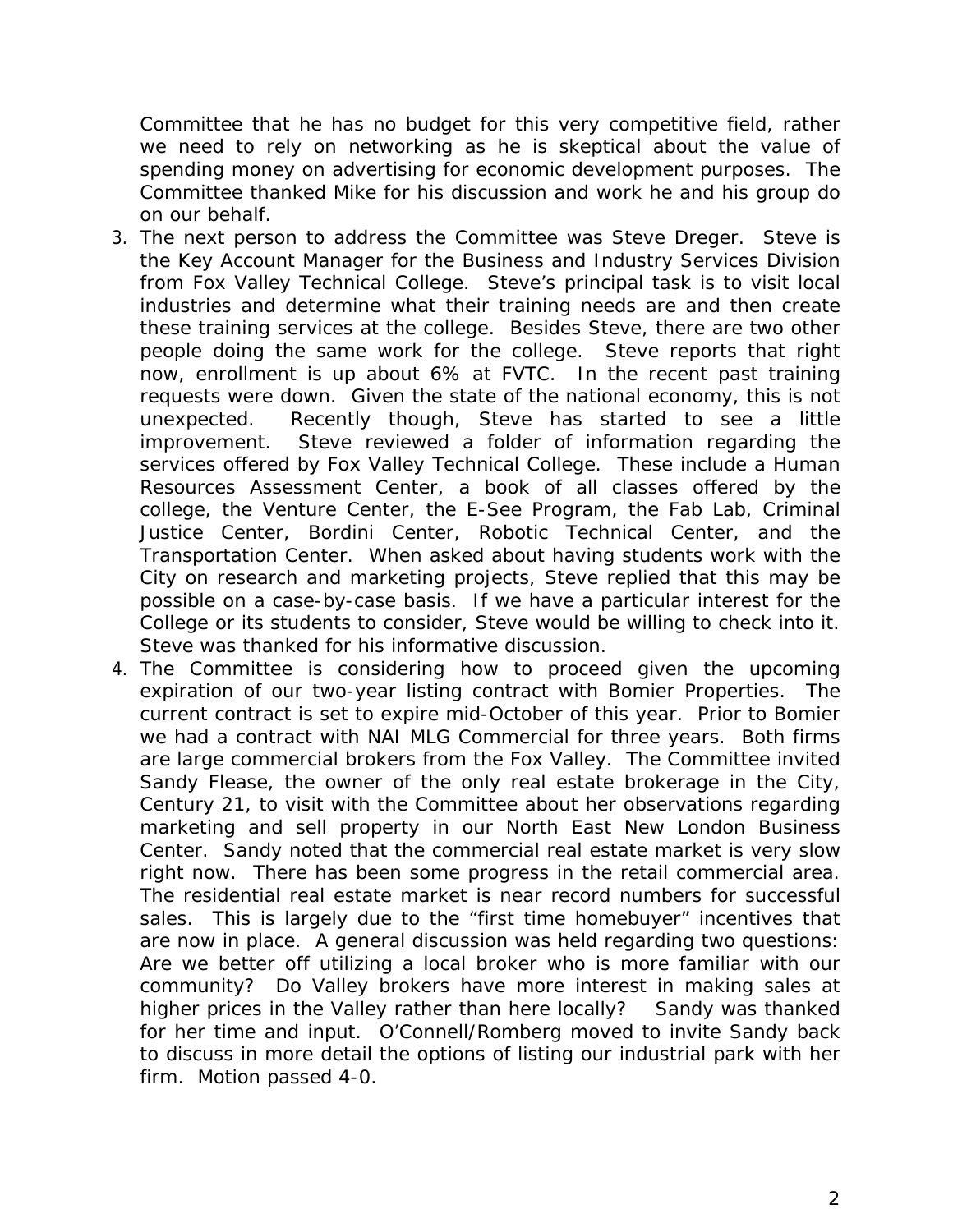Committee that he has no budget for this very competitive field, rather we need to rely on networking as he is skeptical about the value of spending money on advertising for economic development purposes. The Committee thanked Mike for his discussion and work he and his group do on our behalf.

3. The next person to address the Committee was Steve Dreger. Steve is the Key Account Manager for the Business and Industry Services Division from Fox Valley Technical College. Steve's principal task is to visit local industries and determine what their training needs are and then create these training services at the college. Besides Steve, there are two other people doing the same work for the college. Steve reports that right now, enrollment is up about 6% at FVTC. In the recent past training requests were down. Given the state of the national economy, this is not unexpected. Recently though, Steve has started to see a little improvement. Steve reviewed a folder of information regarding the services offered by Fox Valley Technical College. These include a Human Resources Assessment Center, a book of all classes offered by the college, the Venture Center, the E-See Program, the Fab Lab, Criminal Justice Center, Bordini Center, Robotic Technical Center, and the Transportation Center. When asked about having students work with the City on research and marketing projects, Steve replied that this may be possible on a case-by-case basis. If we have a particular interest for the College or its students to consider, Steve would be willing to check into it. Steve was thanked for his informative discussion.
4. The Committee is considering how to proceed given the upcoming expiration of our two-year listing contract with Bomier Properties. The current contract is set to expire mid-October of this year. Prior to Bomier we had a contract with NAI MLG Commercial for three years. Both firms are large commercial brokers from the Fox Valley. The Committee invited Sandy Flease, the owner of the only real estate brokerage in the City, Century 21, to visit with the Committee about her observations regarding marketing and sell property in our North East New London Business Center. Sandy noted that the commercial real estate market is very slow right now. There has been some progress in the retail commercial area. The residential real estate market is near record numbers for successful sales. This is largely due to the "first time homebuyer" incentives that are now in place. A general discussion was held regarding two questions: Are we better off utilizing a local broker who is more familiar with our community? Do Valley brokers have more interest in making sales at higher prices in the Valley rather than here locally? Sandy was thanked for her time and input. O'Connell/Romberg moved to invite Sandy back to discuss in more detail the options of listing our industrial park with her firm. Motion passed 4-0.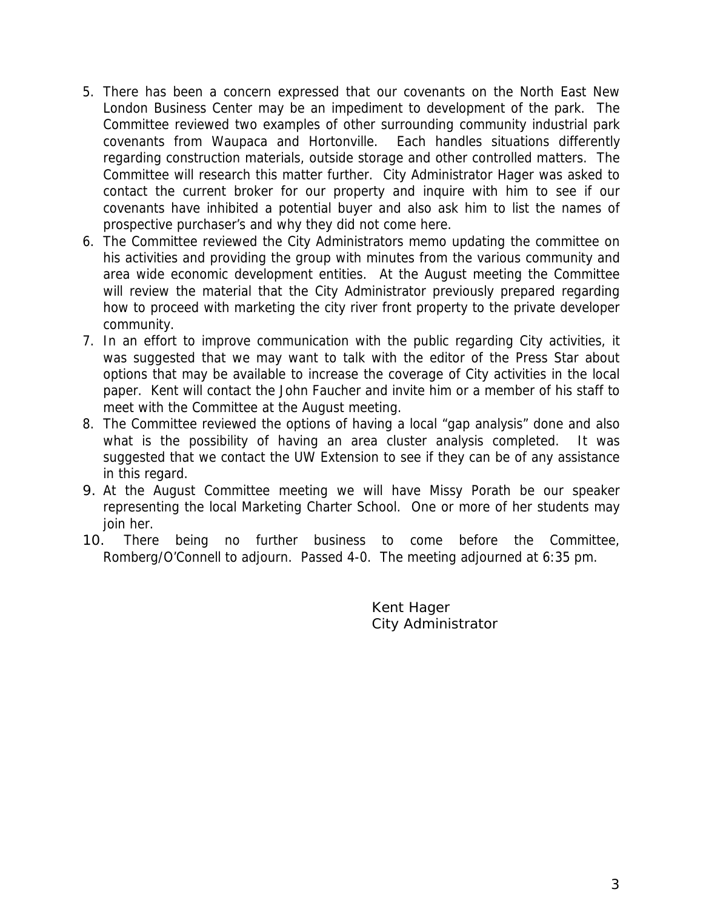5. There has been a concern expressed that our covenants on the North East New London Business Center may be an impediment to development of the park. The Committee reviewed two examples of other surrounding community industrial park covenants from Waupaca and Hortonville. Each handles situations differently regarding construction materials, outside storage and other controlled matters. The Committee will research this matter further. City Administrator Hager was asked to contact the current broker for our property and inquire with him to see if our covenants have inhibited a potential buyer and also ask him to list the names of prospective purchaser's and why they did not come here.
6. The Committee reviewed the City Administrators memo updating the committee on his activities and providing the group with minutes from the various community and area wide economic development entities. At the August meeting the Committee will review the material that the City Administrator previously prepared regarding how to proceed with marketing the city river front property to the private developer community.
7. In an effort to improve communication with the public regarding City activities, it was suggested that we may want to talk with the editor of the Press Star about options that may be available to increase the coverage of City activities in the local paper. Kent will contact the John Faucher and invite him or a member of his staff to meet with the Committee at the August meeting.
8. The Committee reviewed the options of having a local "gap analysis" done and also what is the possibility of having an area cluster analysis completed. It was suggested that we contact the UW Extension to see if they can be of any assistance in this regard.
9. At the August Committee meeting we will have Missy Porath be our speaker representing the local Marketing Charter School. One or more of her students may join her.
10. There being no further business to come before the Committee, Romberg/O'Connell to adjourn. Passed 4-0. The meeting adjourned at 6:35 pm.

Kent Hager
City Administrator